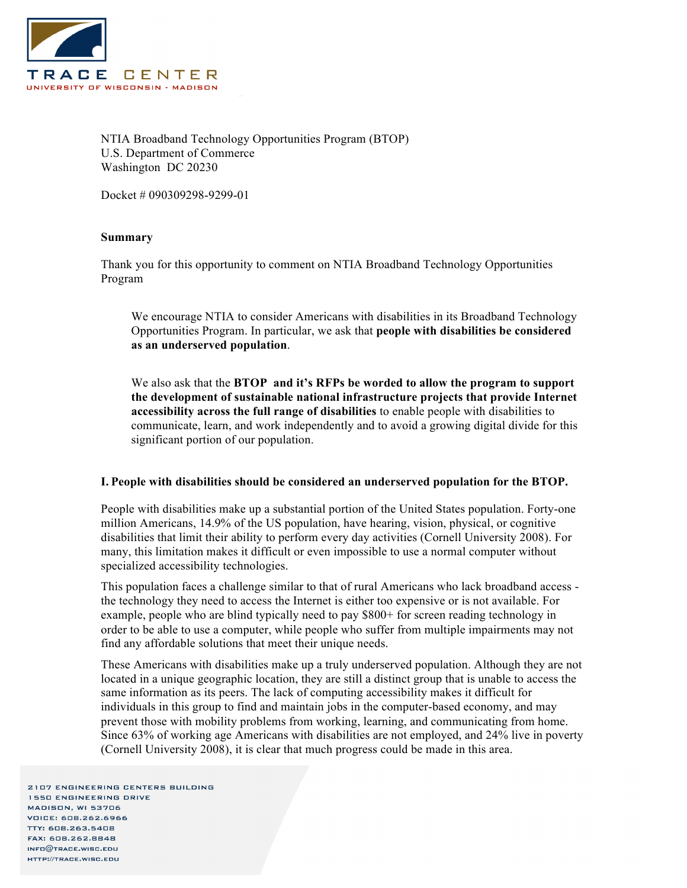**TRACE CENTER**
UNIVERSITY OF WISCONSIN - MADISON

NTIA Broadband Technology Opportunities Program (BTOP)
U.S. Department of Commerce
Washington DC 20230

Docket # 090309298-9299-01

**Summary**

Thank you for this opportunity to comment on NTIA Broadband Technology Opportunities Program

> We encourage NTIA to consider Americans with disabilities in its Broadband Technology Opportunities Program. In particular, we ask that **people with disabilities be considered as an underserved population**.
>
> We also ask that the **BTOP and it's RFPs be worded to allow the program to support the development of sustainable national infrastructure projects that provide Internet accessibility across the full range of disabilities** to enable people with disabilities to communicate, learn, and work independently and to avoid a growing digital divide for this significant portion of our population.

**I. People with disabilities should be considered an underserved population for the BTOP.**

People with disabilities make up a substantial portion of the United States population. Forty-one million Americans, 14.9% of the US population, have hearing, vision, physical, or cognitive disabilities that limit their ability to perform every day activities (Cornell University 2008). For many, this limitation makes it difficult or even impossible to use a normal computer without specialized accessibility technologies.

This population faces a challenge similar to that of rural Americans who lack broadband access - the technology they need to access the Internet is either too expensive or is not available. For example, people who are blind typically need to pay $800+ for screen reading technology in order to be able to use a computer, while people who suffer from multiple impairments may not find any affordable solutions that meet their unique needs.

These Americans with disabilities make up a truly underserved population. Although they are not located in a unique geographic location, they are still a distinct group that is unable to access the same information as its peers. The lack of computing accessibility makes it difficult for individuals in this group to find and maintain jobs in the computer-based economy, and may prevent those with mobility problems from working, learning, and communicating from home. Since 63% of working age Americans with disabilities are not employed, and 24% live in poverty (Cornell University 2008), it is clear that much progress could be made in this area.

2107 ENGINEERING CENTERS BUILDING
1550 ENGINEERING DRIVE
MADISON, WI 53706
VOICE: 608.262.6966
TTY: 608.263.5408
FAX: 608.262.8848
INFO@TRACE.WISC.EDU
HTTP://TRACE.WISC.EDU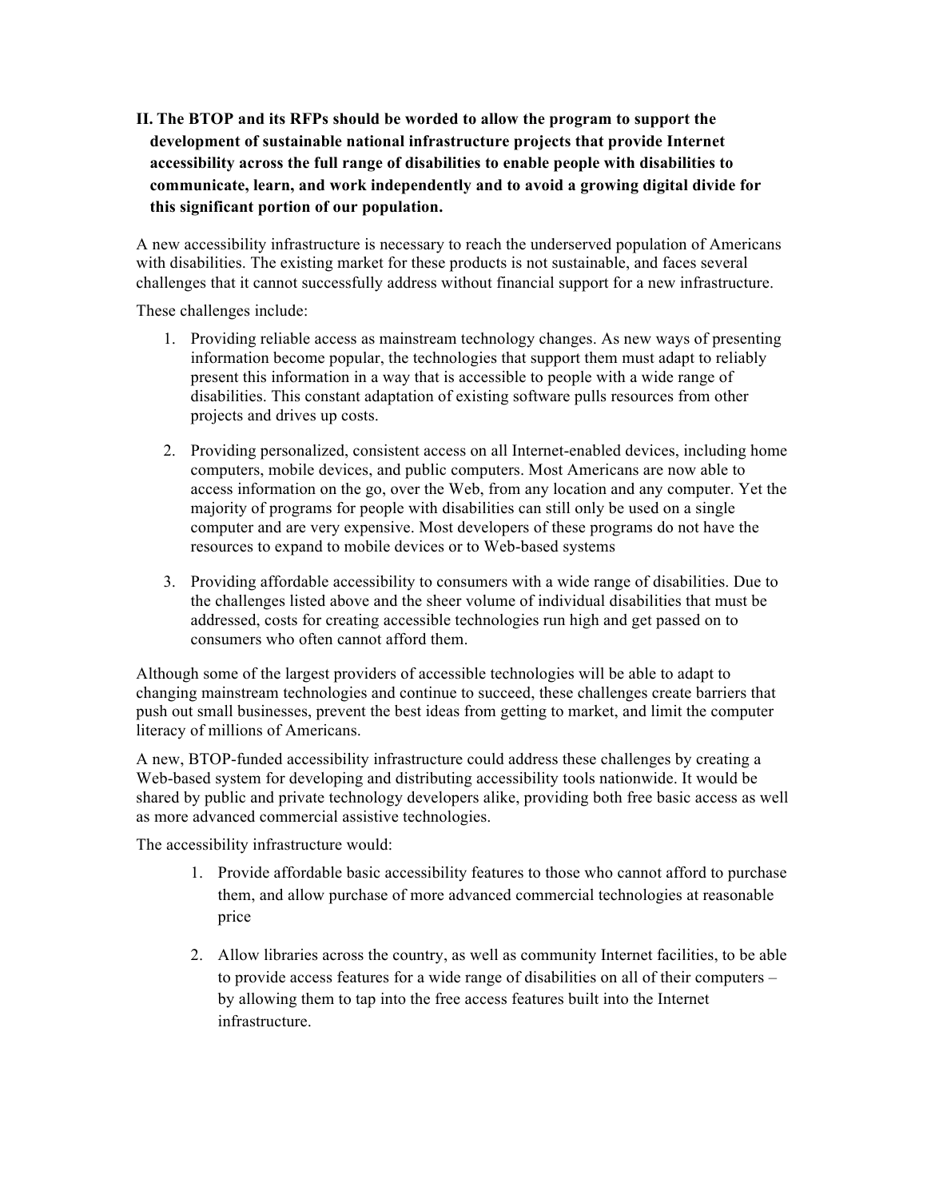**II. The BTOP and its RFPs should be worded to allow the program to support the development of sustainable national infrastructure projects that provide Internet accessibility across the full range of disabilities to enable people with disabilities to communicate, learn, and work independently and to avoid a growing digital divide for this significant portion of our population.**

A new accessibility infrastructure is necessary to reach the underserved population of Americans with disabilities. The existing market for these products is not sustainable, and faces several challenges that it cannot successfully address without financial support for a new infrastructure.

These challenges include:

1. Providing reliable access as mainstream technology changes. As new ways of presenting information become popular, the technologies that support them must adapt to reliably present this information in a way that is accessible to people with a wide range of disabilities. This constant adaptation of existing software pulls resources from other projects and drives up costs.

2. Providing personalized, consistent access on all Internet-enabled devices, including home computers, mobile devices, and public computers. Most Americans are now able to access information on the go, over the Web, from any location and any computer. Yet the majority of programs for people with disabilities can still only be used on a single computer and are very expensive. Most developers of these programs do not have the resources to expand to mobile devices or to Web-based systems

3. Providing affordable accessibility to consumers with a wide range of disabilities. Due to the challenges listed above and the sheer volume of individual disabilities that must be addressed, costs for creating accessible technologies run high and get passed on to consumers who often cannot afford them.

Although some of the largest providers of accessible technologies will be able to adapt to changing mainstream technologies and continue to succeed, these challenges create barriers that push out small businesses, prevent the best ideas from getting to market, and limit the computer literacy of millions of Americans.

A new, BTOP-funded accessibility infrastructure could address these challenges by creating a Web-based system for developing and distributing accessibility tools nationwide. It would be shared by public and private technology developers alike, providing both free basic access as well as more advanced commercial assistive technologies.

The accessibility infrastructure would:

1. Provide affordable basic accessibility features to those who cannot afford to purchase them, and allow purchase of more advanced commercial technologies at reasonable price

2. Allow libraries across the country, as well as community Internet facilities, to be able to provide access features for a wide range of disabilities on all of their computers – by allowing them to tap into the free access features built into the Internet infrastructure.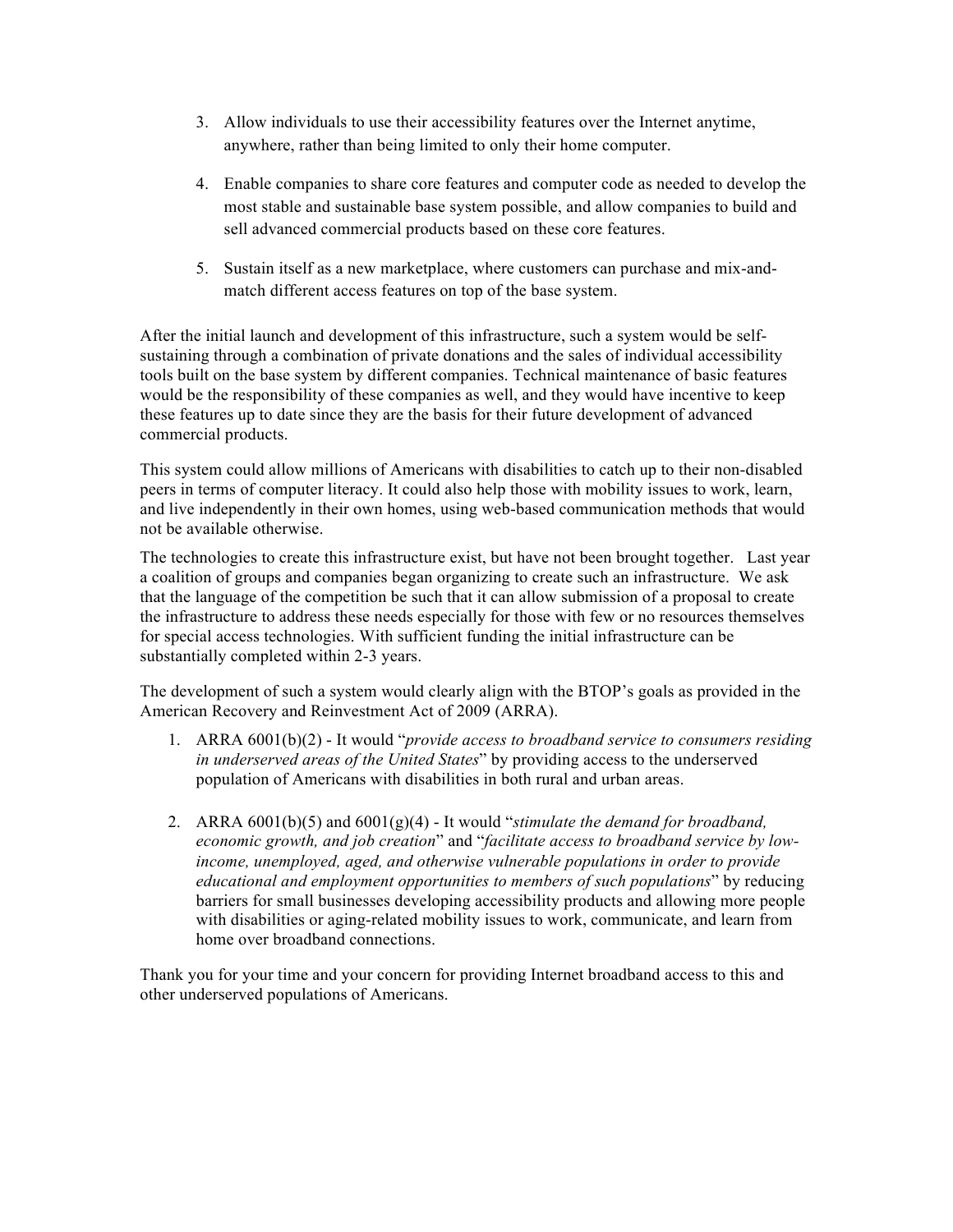3. Allow individuals to use their accessibility features over the Internet anytime, anywhere, rather than being limited to only their home computer.

4. Enable companies to share core features and computer code as needed to develop the most stable and sustainable base system possible, and allow companies to build and sell advanced commercial products based on these core features.

5. Sustain itself as a new marketplace, where customers can purchase and mix-and-match different access features on top of the base system.

After the initial launch and development of this infrastructure, such a system would be self-sustaining through a combination of private donations and the sales of individual accessibility tools built on the base system by different companies. Technical maintenance of basic features would be the responsibility of these companies as well, and they would have incentive to keep these features up to date since they are the basis for their future development of advanced commercial products.

This system could allow millions of Americans with disabilities to catch up to their non-disabled peers in terms of computer literacy. It could also help those with mobility issues to work, learn, and live independently in their own homes, using web-based communication methods that would not be available otherwise.

The technologies to create this infrastructure exist, but have not been brought together. Last year a coalition of groups and companies began organizing to create such an infrastructure. We ask that the language of the competition be such that it can allow submission of a proposal to create the infrastructure to address these needs especially for those with few or no resources themselves for special access technologies. With sufficient funding the initial infrastructure can be substantially completed within 2-3 years.

The development of such a system would clearly align with the BTOP's goals as provided in the American Recovery and Reinvestment Act of 2009 (ARRA).

1. ARRA 6001(b)(2) - It would "*provide access to broadband service to consumers residing in underserved areas of the United States*" by providing access to the underserved population of Americans with disabilities in both rural and urban areas.

2. ARRA 6001(b)(5) and 6001(g)(4) - It would "*stimulate the demand for broadband, economic growth, and job creation*" and "*facilitate access to broadband service by low-income, unemployed, aged, and otherwise vulnerable populations in order to provide educational and employment opportunities to members of such populations*" by reducing barriers for small businesses developing accessibility products and allowing more people with disabilities or aging-related mobility issues to work, communicate, and learn from home over broadband connections.

Thank you for your time and your concern for providing Internet broadband access to this and other underserved populations of Americans.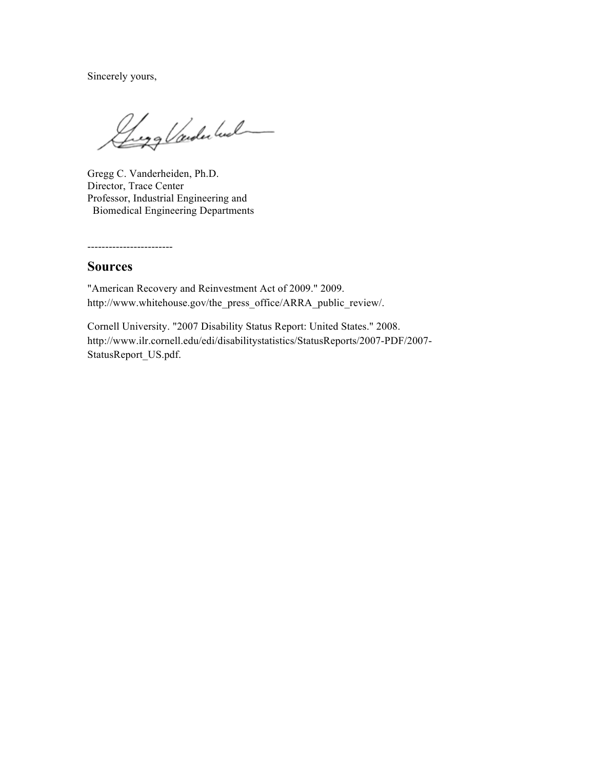Sincerely yours,

Gregg C. Vanderheiden, Ph.D.
Director, Trace Center
Professor, Industrial Engineering and
Biomedical Engineering Departments

-----------------------

## Sources

"American Recovery and Reinvestment Act of 2009." 2009. http://www.whitehouse.gov/the_press_office/ARRA_public_review/.

Cornell University. "2007 Disability Status Report: United States." 2008. http://www.ilr.cornell.edu/edi/disabilitystatistics/StatusReports/2007-PDF/2007-StatusReport_US.pdf.